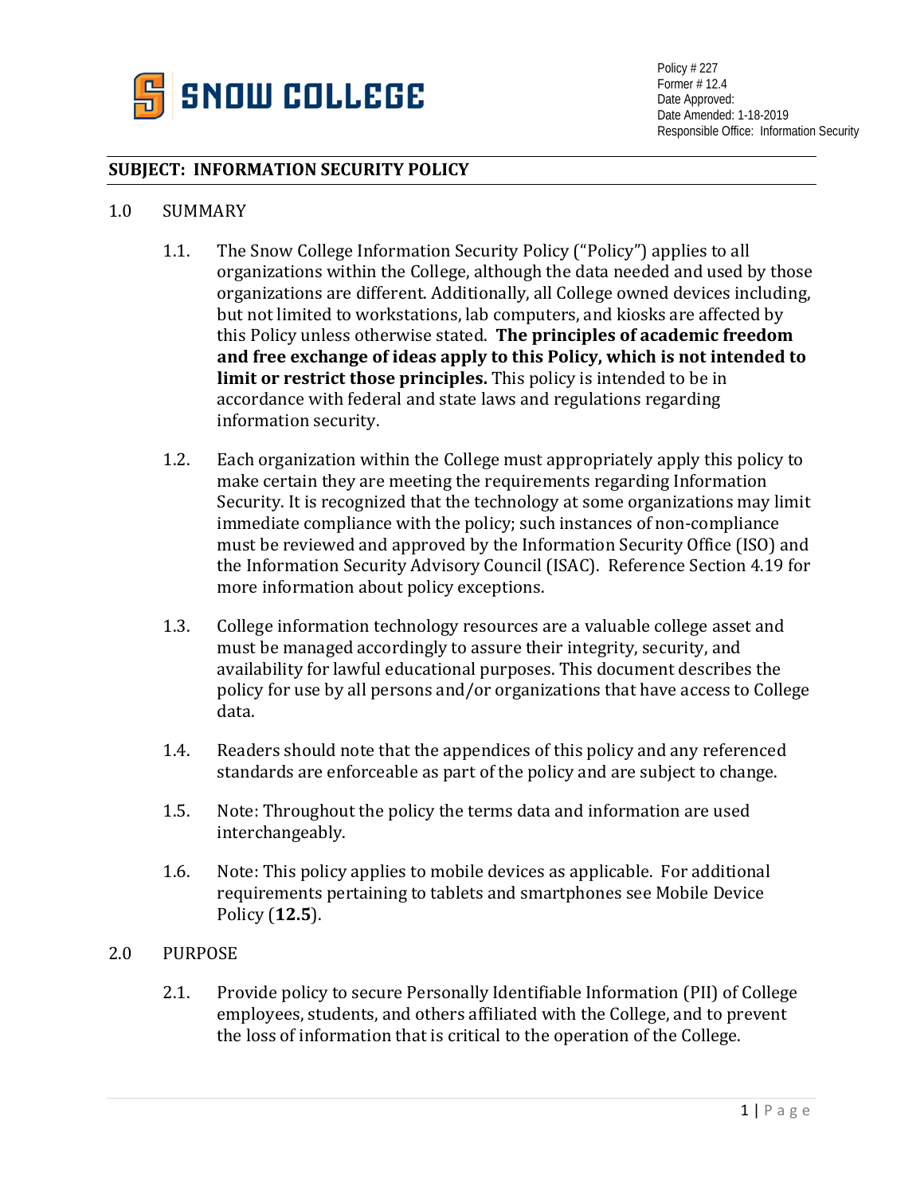SNOW COLLEGE

Policy # 227
Former # 12.4
Date Approved:
Date Amended: 1-18-2019
Responsible Office: Information Security

**SUBJECT: INFORMATION SECURITY POLICY**

1.0 SUMMARY

1.1. The Snow College Information Security Policy ("Policy") applies to all organizations within the College, although the data needed and used by those organizations are different. Additionally, all College owned devices including, but not limited to workstations, lab computers, and kiosks are affected by this Policy unless otherwise stated. **The principles of academic freedom and free exchange of ideas apply to this Policy, which is not intended to limit or restrict those principles.** This policy is intended to be in accordance with federal and state laws and regulations regarding information security.

1.2. Each organization within the College must appropriately apply this policy to make certain they are meeting the requirements regarding Information Security. It is recognized that the technology at some organizations may limit immediate compliance with the policy; such instances of non-compliance must be reviewed and approved by the Information Security Office (ISO) and the Information Security Advisory Council (ISAC). Reference Section 4.19 for more information about policy exceptions.

1.3. College information technology resources are a valuable college asset and must be managed accordingly to assure their integrity, security, and availability for lawful educational purposes. This document describes the policy for use by all persons and/or organizations that have access to College data.

1.4. Readers should note that the appendices of this policy and any referenced standards are enforceable as part of the policy and are subject to change.

1.5. Note: Throughout the policy the terms data and information are used interchangeably.

1.6. Note: This policy applies to mobile devices as applicable. For additional requirements pertaining to tablets and smartphones see Mobile Device Policy (**12.5**).

2.0 PURPOSE

2.1. Provide policy to secure Personally Identifiable Information (PII) of College employees, students, and others affiliated with the College, and to prevent the loss of information that is critical to the operation of the College.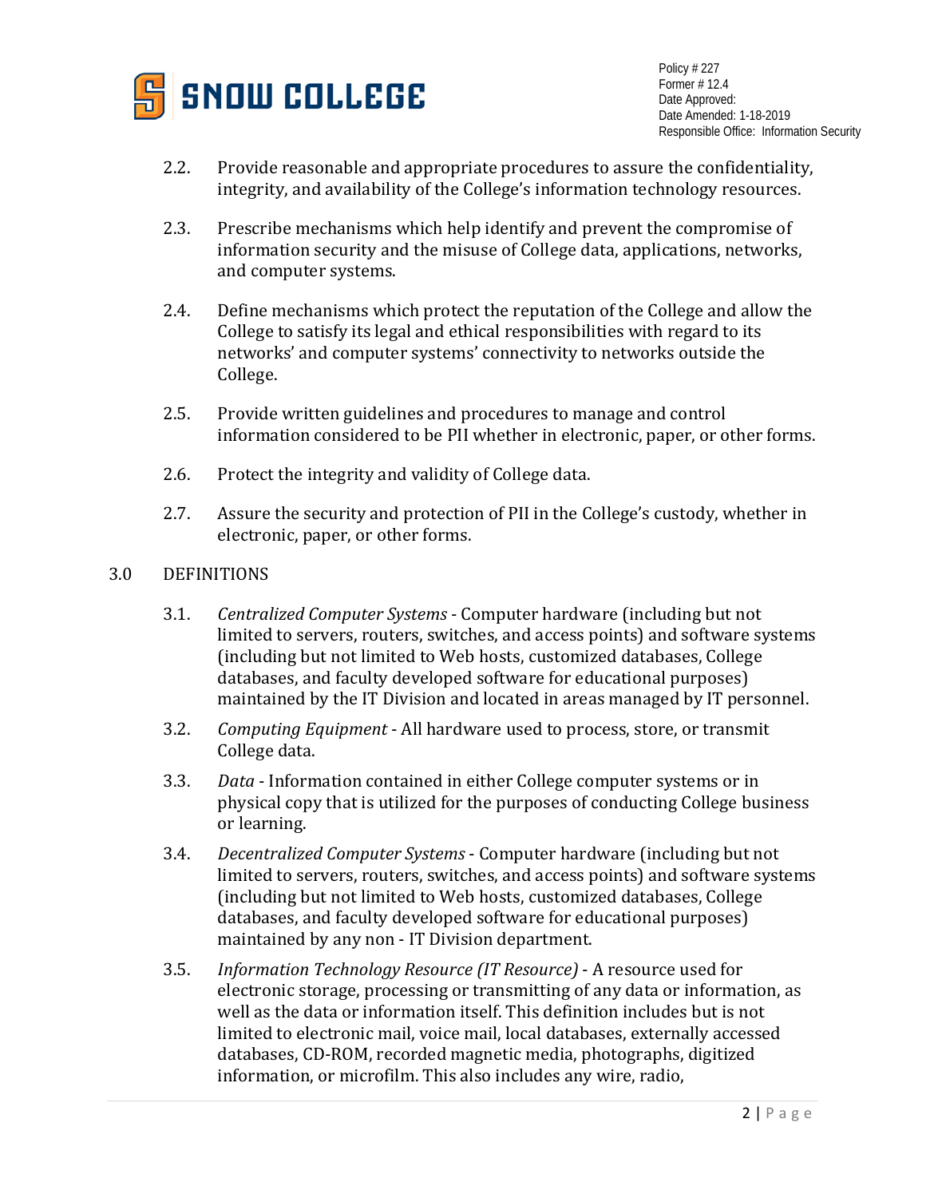2.2. Provide reasonable and appropriate procedures to assure the confidentiality, integrity, and availability of the College's information technology resources.

2.3. Prescribe mechanisms which help identify and prevent the compromise of information security and the misuse of College data, applications, networks, and computer systems.

2.4. Define mechanisms which protect the reputation of the College and allow the College to satisfy its legal and ethical responsibilities with regard to its networks' and computer systems' connectivity to networks outside the College.

2.5. Provide written guidelines and procedures to manage and control information considered to be PII whether in electronic, paper, or other forms.

2.6. Protect the integrity and validity of College data.

2.7. Assure the security and protection of PII in the College's custody, whether in electronic, paper, or other forms.

## 3.0 DEFINITIONS

3.1. *Centralized Computer Systems* - Computer hardware (including but not limited to servers, routers, switches, and access points) and software systems (including but not limited to Web hosts, customized databases, College databases, and faculty developed software for educational purposes) maintained by the IT Division and located in areas managed by IT personnel.

3.2. *Computing Equipment* - All hardware used to process, store, or transmit College data.

3.3. *Data* - Information contained in either College computer systems or in physical copy that is utilized for the purposes of conducting College business or learning.

3.4. *Decentralized Computer Systems* - Computer hardware (including but not limited to servers, routers, switches, and access points) and software systems (including but not limited to Web hosts, customized databases, College databases, and faculty developed software for educational purposes) maintained by any non - IT Division department.

3.5. *Information Technology Resource (IT Resource)* - A resource used for electronic storage, processing or transmitting of any data or information, as well as the data or information itself. This definition includes but is not limited to electronic mail, voice mail, local databases, externally accessed databases, CD-ROM, recorded magnetic media, photographs, digitized information, or microfilm. This also includes any wire, radio,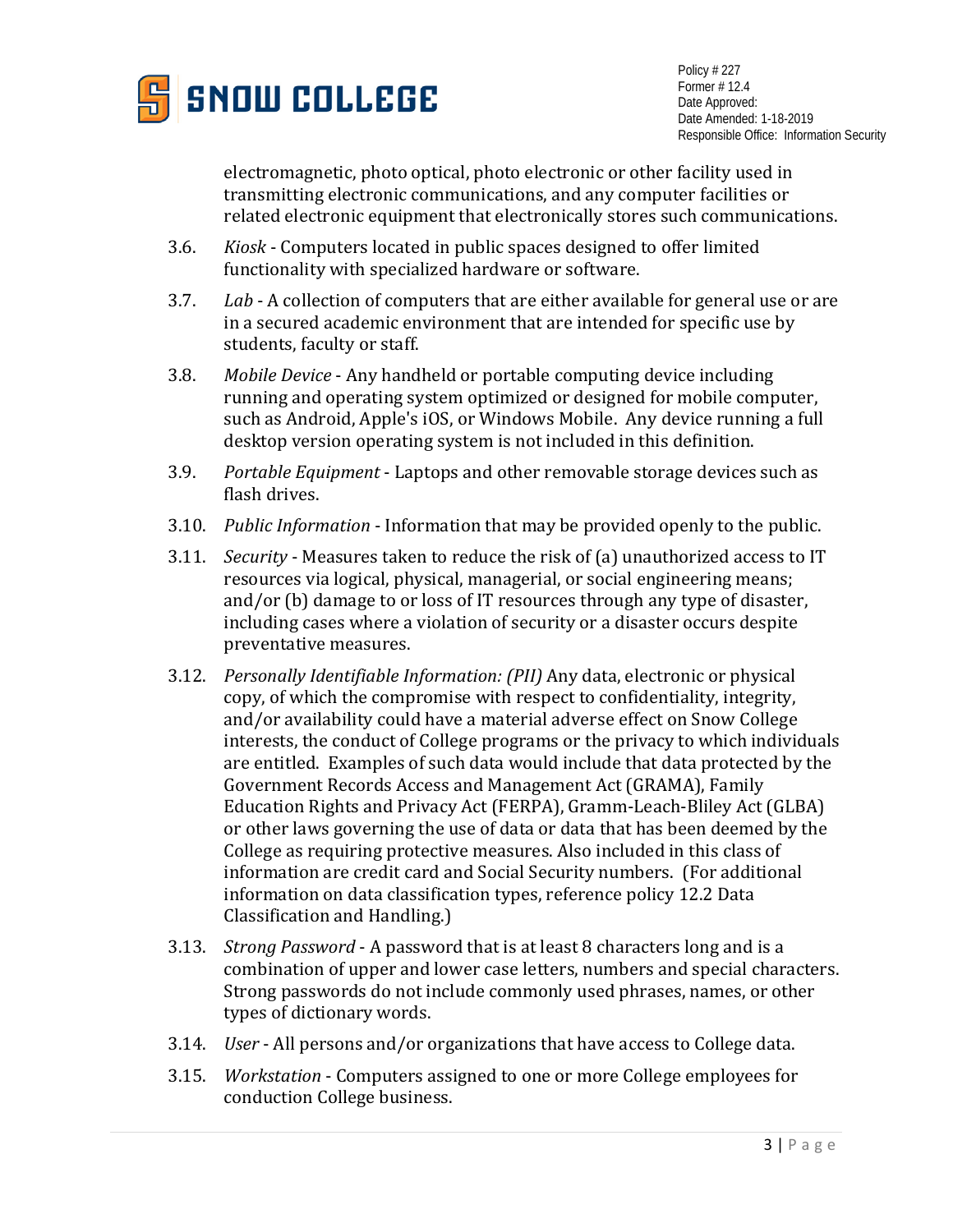electromagnetic, photo optical, photo electronic or other facility used in transmitting electronic communications, and any computer facilities or related electronic equipment that electronically stores such communications.

3.6. *Kiosk* - Computers located in public spaces designed to offer limited functionality with specialized hardware or software.

3.7. *Lab* - A collection of computers that are either available for general use or are in a secured academic environment that are intended for specific use by students, faculty or staff.

3.8. *Mobile Device* - Any handheld or portable computing device including running and operating system optimized or designed for mobile computer, such as Android, Apple's iOS, or Windows Mobile. Any device running a full desktop version operating system is not included in this definition.

3.9. *Portable Equipment* - Laptops and other removable storage devices such as flash drives.

3.10. *Public Information* - Information that may be provided openly to the public.

3.11. *Security* - Measures taken to reduce the risk of (a) unauthorized access to IT resources via logical, physical, managerial, or social engineering means; and/or (b) damage to or loss of IT resources through any type of disaster, including cases where a violation of security or a disaster occurs despite preventative measures.

3.12. *Personally Identifiable Information: (PII)* Any data, electronic or physical copy, of which the compromise with respect to confidentiality, integrity, and/or availability could have a material adverse effect on Snow College interests, the conduct of College programs or the privacy to which individuals are entitled. Examples of such data would include that data protected by the Government Records Access and Management Act (GRAMA), Family Education Rights and Privacy Act (FERPA), Gramm-Leach-Bliley Act (GLBA) or other laws governing the use of data or data that has been deemed by the College as requiring protective measures. Also included in this class of information are credit card and Social Security numbers. (For additional information on data classification types, reference policy 12.2 Data Classification and Handling.)

3.13. *Strong Password* - A password that is at least 8 characters long and is a combination of upper and lower case letters, numbers and special characters. Strong passwords do not include commonly used phrases, names, or other types of dictionary words.

3.14. *User* - All persons and/or organizations that have access to College data.

3.15. *Workstation* - Computers assigned to one or more College employees for conduction College business.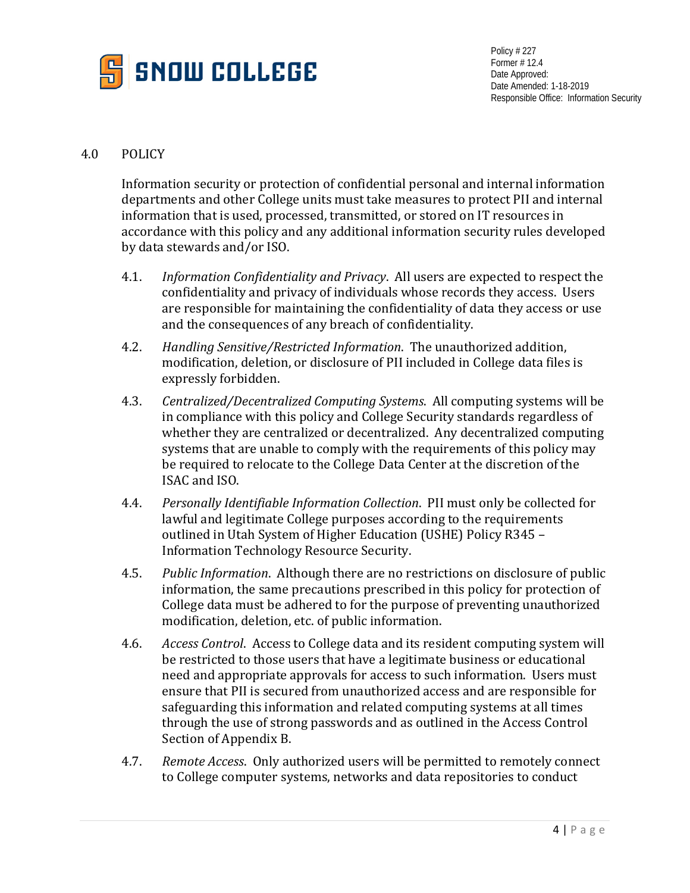## 4.0 POLICY

Information security or protection of confidential personal and internal information departments and other College units must take measures to protect PII and internal information that is used, processed, transmitted, or stored on IT resources in accordance with this policy and any additional information security rules developed by data stewards and/or ISO.

4.1. *Information Confidentiality and Privacy*. All users are expected to respect the confidentiality and privacy of individuals whose records they access. Users are responsible for maintaining the confidentiality of data they access or use and the consequences of any breach of confidentiality.

4.2. *Handling Sensitive/Restricted Information*. The unauthorized addition, modification, deletion, or disclosure of PII included in College data files is expressly forbidden.

4.3. *Centralized/Decentralized Computing Systems*. All computing systems will be in compliance with this policy and College Security standards regardless of whether they are centralized or decentralized. Any decentralized computing systems that are unable to comply with the requirements of this policy may be required to relocate to the College Data Center at the discretion of the ISAC and ISO.

4.4. *Personally Identifiable Information Collection*. PII must only be collected for lawful and legitimate College purposes according to the requirements outlined in Utah System of Higher Education (USHE) Policy R345 – Information Technology Resource Security.

4.5. *Public Information*. Although there are no restrictions on disclosure of public information, the same precautions prescribed in this policy for protection of College data must be adhered to for the purpose of preventing unauthorized modification, deletion, etc. of public information.

4.6. *Access Control*. Access to College data and its resident computing system will be restricted to those users that have a legitimate business or educational need and appropriate approvals for access to such information. Users must ensure that PII is secured from unauthorized access and are responsible for safeguarding this information and related computing systems at all times through the use of strong passwords and as outlined in the Access Control Section of Appendix B.

4.7. *Remote Access*. Only authorized users will be permitted to remotely connect to College computer systems, networks and data repositories to conduct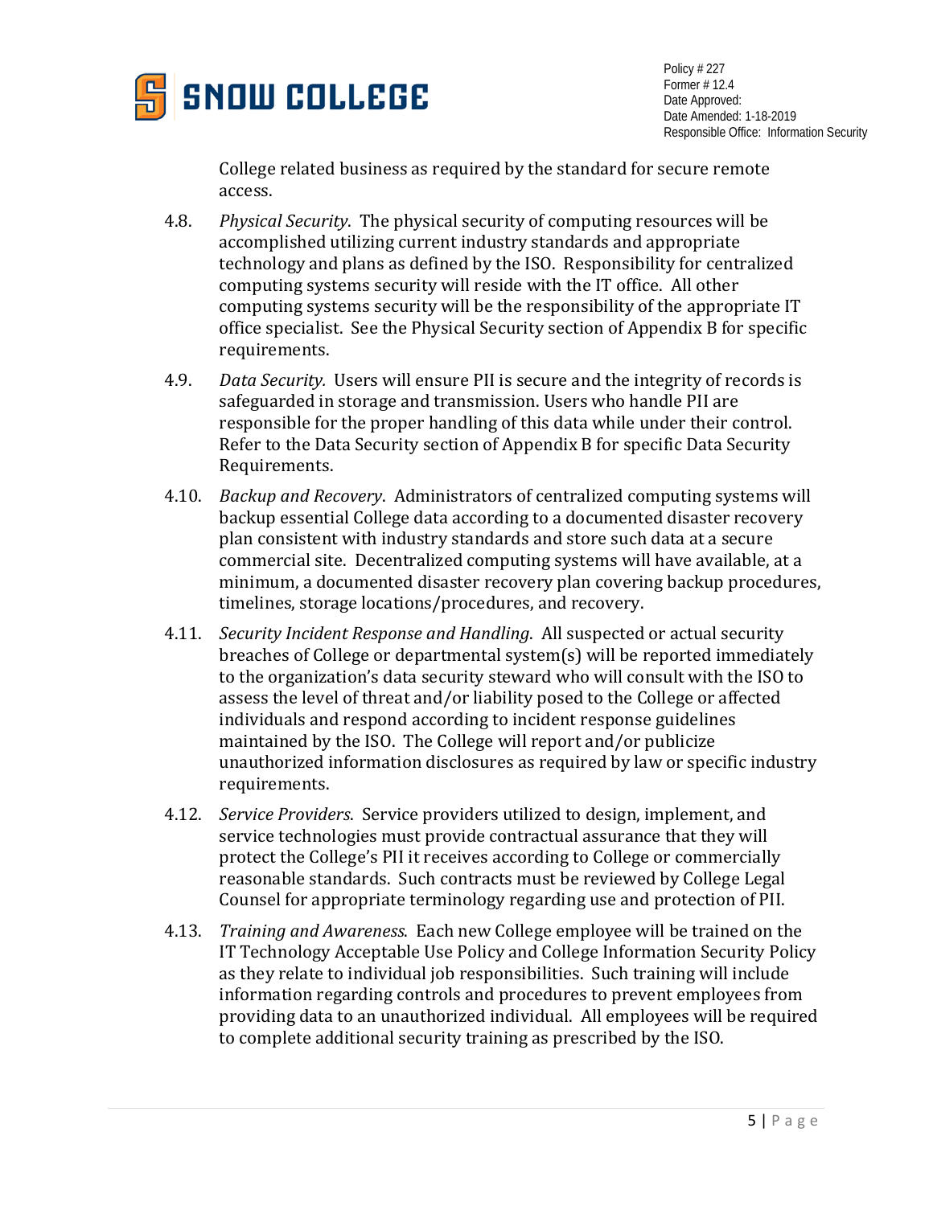College related business as required by the standard for secure remote access.

4.8. *Physical Security*. The physical security of computing resources will be accomplished utilizing current industry standards and appropriate technology and plans as defined by the ISO. Responsibility for centralized computing systems security will reside with the IT office. All other computing systems security will be the responsibility of the appropriate IT office specialist. See the Physical Security section of Appendix B for specific requirements.

4.9. *Data Security.* Users will ensure PII is secure and the integrity of records is safeguarded in storage and transmission. Users who handle PII are responsible for the proper handling of this data while under their control. Refer to the Data Security section of Appendix B for specific Data Security Requirements.

4.10. *Backup and Recovery*. Administrators of centralized computing systems will backup essential College data according to a documented disaster recovery plan consistent with industry standards and store such data at a secure commercial site. Decentralized computing systems will have available, at a minimum, a documented disaster recovery plan covering backup procedures, timelines, storage locations/procedures, and recovery.

4.11. *Security Incident Response and Handling*. All suspected or actual security breaches of College or departmental system(s) will be reported immediately to the organization's data security steward who will consult with the ISO to assess the level of threat and/or liability posed to the College or affected individuals and respond according to incident response guidelines maintained by the ISO. The College will report and/or publicize unauthorized information disclosures as required by law or specific industry requirements.

4.12. *Service Providers*. Service providers utilized to design, implement, and service technologies must provide contractual assurance that they will protect the College's PII it receives according to College or commercially reasonable standards. Such contracts must be reviewed by College Legal Counsel for appropriate terminology regarding use and protection of PII.

4.13. *Training and Awareness*. Each new College employee will be trained on the IT Technology Acceptable Use Policy and College Information Security Policy as they relate to individual job responsibilities. Such training will include information regarding controls and procedures to prevent employees from providing data to an unauthorized individual. All employees will be required to complete additional security training as prescribed by the ISO.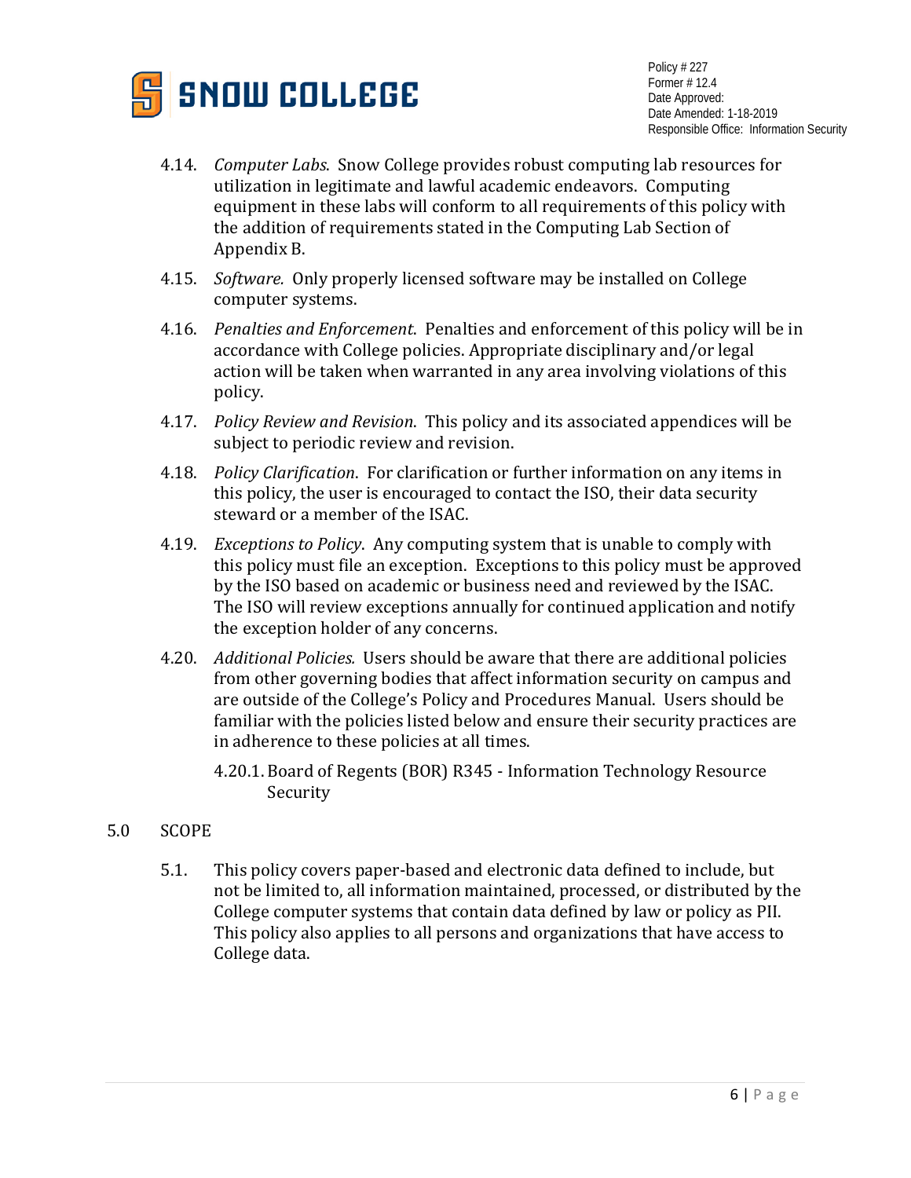4.14. *Computer Labs*. Snow College provides robust computing lab resources for utilization in legitimate and lawful academic endeavors. Computing equipment in these labs will conform to all requirements of this policy with the addition of requirements stated in the Computing Lab Section of Appendix B.

4.15. *Software.* Only properly licensed software may be installed on College computer systems.

4.16. *Penalties and Enforcement*. Penalties and enforcement of this policy will be in accordance with College policies. Appropriate disciplinary and/or legal action will be taken when warranted in any area involving violations of this policy.

4.17. *Policy Review and Revision*. This policy and its associated appendices will be subject to periodic review and revision.

4.18. *Policy Clarification*. For clarification or further information on any items in this policy, the user is encouraged to contact the ISO, their data security steward or a member of the ISAC.

4.19. *Exceptions to Policy*. Any computing system that is unable to comply with this policy must file an exception. Exceptions to this policy must be approved by the ISO based on academic or business need and reviewed by the ISAC. The ISO will review exceptions annually for continued application and notify the exception holder of any concerns.

4.20. *Additional Policies.* Users should be aware that there are additional policies from other governing bodies that affect information security on campus and are outside of the College's Policy and Procedures Manual. Users should be familiar with the policies listed below and ensure their security practices are in adherence to these policies at all times.

4.20.1. Board of Regents (BOR) R345 - Information Technology Resource Security

## 5.0 SCOPE

5.1. This policy covers paper-based and electronic data defined to include, but not be limited to, all information maintained, processed, or distributed by the College computer systems that contain data defined by law or policy as PII. This policy also applies to all persons and organizations that have access to College data.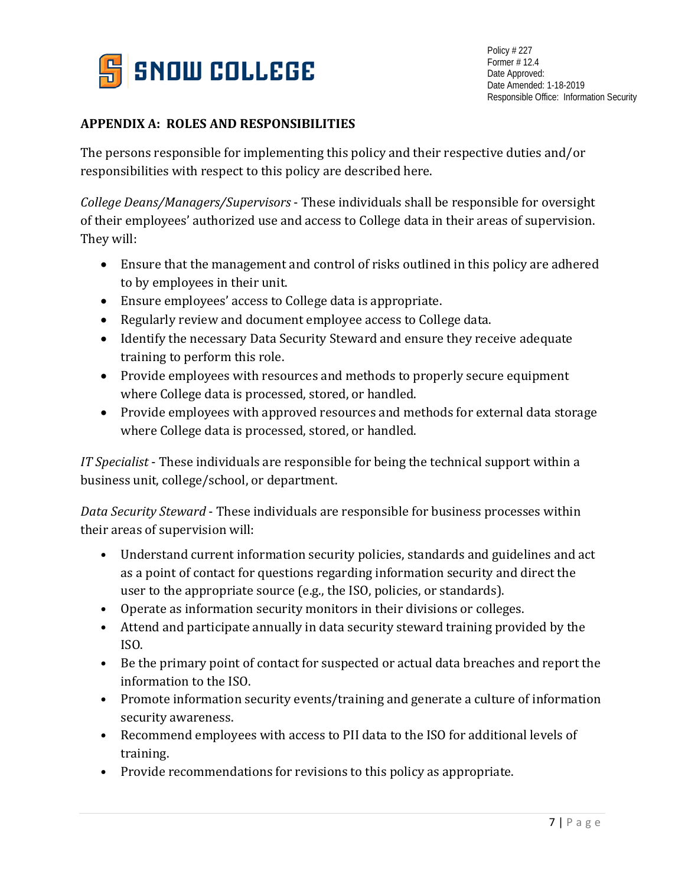## APPENDIX A: ROLES AND RESPONSIBILITIES

The persons responsible for implementing this policy and their respective duties and/or responsibilities with respect to this policy are described here.

*College Deans/Managers/Supervisors* - These individuals shall be responsible for oversight of their employees' authorized use and access to College data in their areas of supervision. They will:

- Ensure that the management and control of risks outlined in this policy are adhered to by employees in their unit.
- Ensure employees' access to College data is appropriate.
- Regularly review and document employee access to College data.
- Identify the necessary Data Security Steward and ensure they receive adequate training to perform this role.
- Provide employees with resources and methods to properly secure equipment where College data is processed, stored, or handled.
- Provide employees with approved resources and methods for external data storage where College data is processed, stored, or handled.

*IT Specialist* - These individuals are responsible for being the technical support within a business unit, college/school, or department.

*Data Security Steward* - These individuals are responsible for business processes within their areas of supervision will:

- Understand current information security policies, standards and guidelines and act as a point of contact for questions regarding information security and direct the user to the appropriate source (e.g., the ISO, policies, or standards).
- Operate as information security monitors in their divisions or colleges.
- Attend and participate annually in data security steward training provided by the ISO.
- Be the primary point of contact for suspected or actual data breaches and report the information to the ISO.
- Promote information security events/training and generate a culture of information security awareness.
- Recommend employees with access to PII data to the ISO for additional levels of training.
- Provide recommendations for revisions to this policy as appropriate.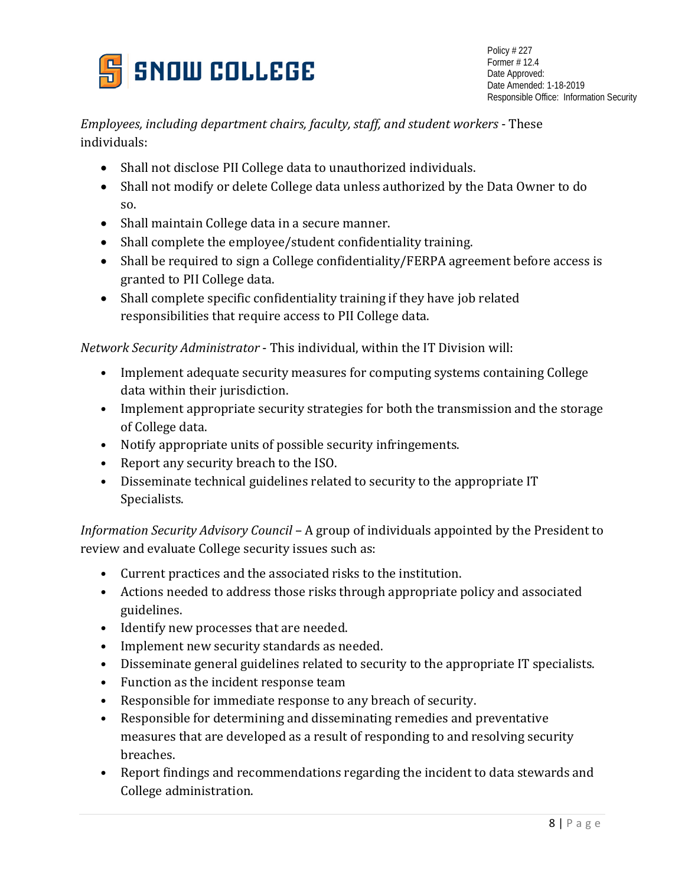*Employees, including department chairs, faculty, staff, and student workers* - These individuals:

- Shall not disclose PII College data to unauthorized individuals.
- Shall not modify or delete College data unless authorized by the Data Owner to do so.
- Shall maintain College data in a secure manner.
- Shall complete the employee/student confidentiality training.
- Shall be required to sign a College confidentiality/FERPA agreement before access is granted to PII College data.
- Shall complete specific confidentiality training if they have job related responsibilities that require access to PII College data.

*Network Security Administrator* - This individual, within the IT Division will:

- Implement adequate security measures for computing systems containing College data within their jurisdiction.
- Implement appropriate security strategies for both the transmission and the storage of College data.
- Notify appropriate units of possible security infringements.
- Report any security breach to the ISO.
- Disseminate technical guidelines related to security to the appropriate IT Specialists.

*Information Security Advisory Council* – A group of individuals appointed by the President to review and evaluate College security issues such as:

- Current practices and the associated risks to the institution.
- Actions needed to address those risks through appropriate policy and associated guidelines.
- Identify new processes that are needed.
- Implement new security standards as needed.
- Disseminate general guidelines related to security to the appropriate IT specialists.
- Function as the incident response team
- Responsible for immediate response to any breach of security.
- Responsible for determining and disseminating remedies and preventative measures that are developed as a result of responding to and resolving security breaches.
- Report findings and recommendations regarding the incident to data stewards and College administration.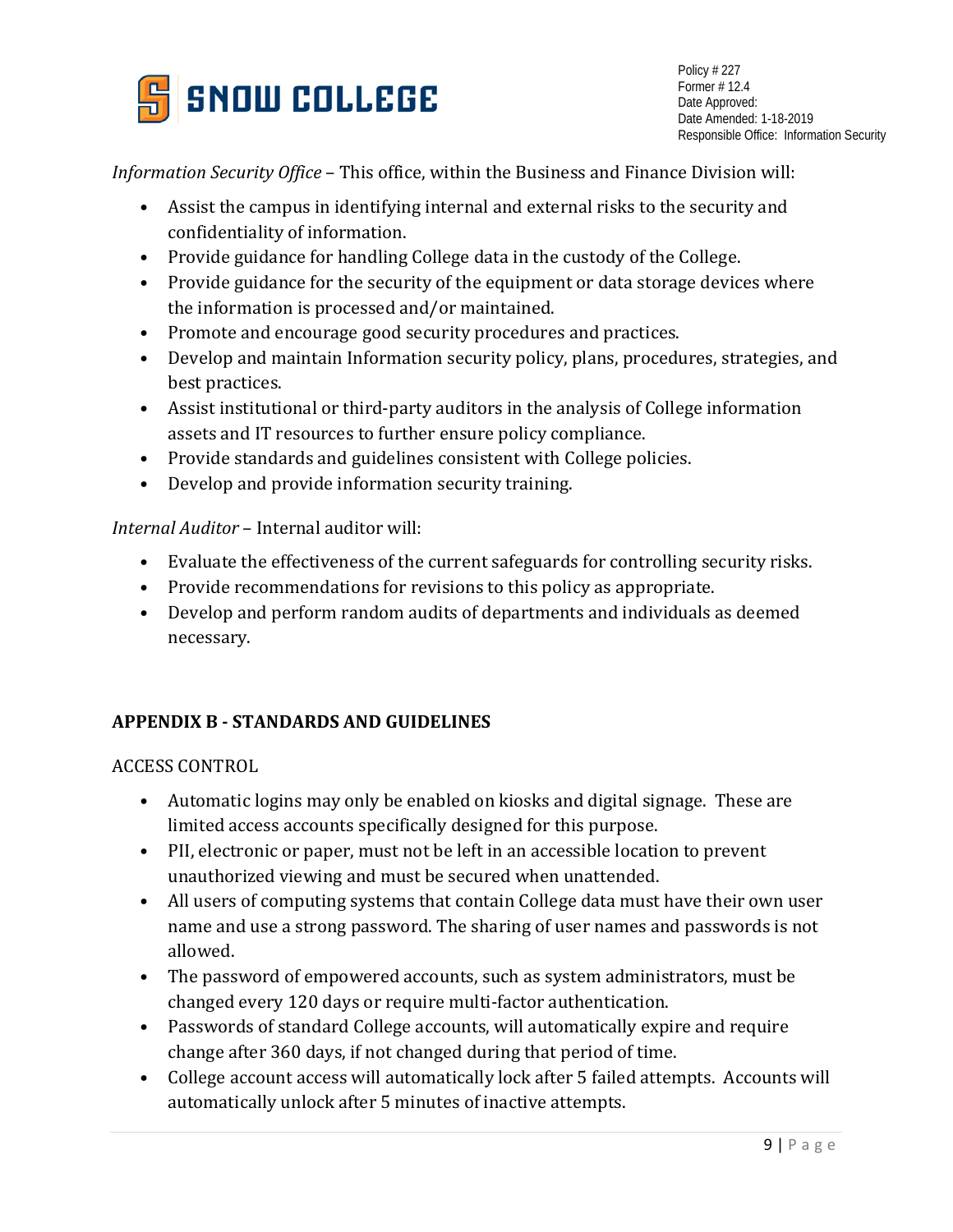*Information Security Office* – This office, within the Business and Finance Division will:

- Assist the campus in identifying internal and external risks to the security and confidentiality of information.
- Provide guidance for handling College data in the custody of the College.
- Provide guidance for the security of the equipment or data storage devices where the information is processed and/or maintained.
- Promote and encourage good security procedures and practices.
- Develop and maintain Information security policy, plans, procedures, strategies, and best practices.
- Assist institutional or third-party auditors in the analysis of College information assets and IT resources to further ensure policy compliance.
- Provide standards and guidelines consistent with College policies.
- Develop and provide information security training.

*Internal Auditor* – Internal auditor will:

- Evaluate the effectiveness of the current safeguards for controlling security risks.
- Provide recommendations for revisions to this policy as appropriate.
- Develop and perform random audits of departments and individuals as deemed necessary.

## APPENDIX B - STANDARDS AND GUIDELINES

### ACCESS CONTROL

- Automatic logins may only be enabled on kiosks and digital signage. These are limited access accounts specifically designed for this purpose.
- PII, electronic or paper, must not be left in an accessible location to prevent unauthorized viewing and must be secured when unattended.
- All users of computing systems that contain College data must have their own user name and use a strong password. The sharing of user names and passwords is not allowed.
- The password of empowered accounts, such as system administrators, must be changed every 120 days or require multi-factor authentication.
- Passwords of standard College accounts, will automatically expire and require change after 360 days, if not changed during that period of time.
- College account access will automatically lock after 5 failed attempts. Accounts will automatically unlock after 5 minutes of inactive attempts.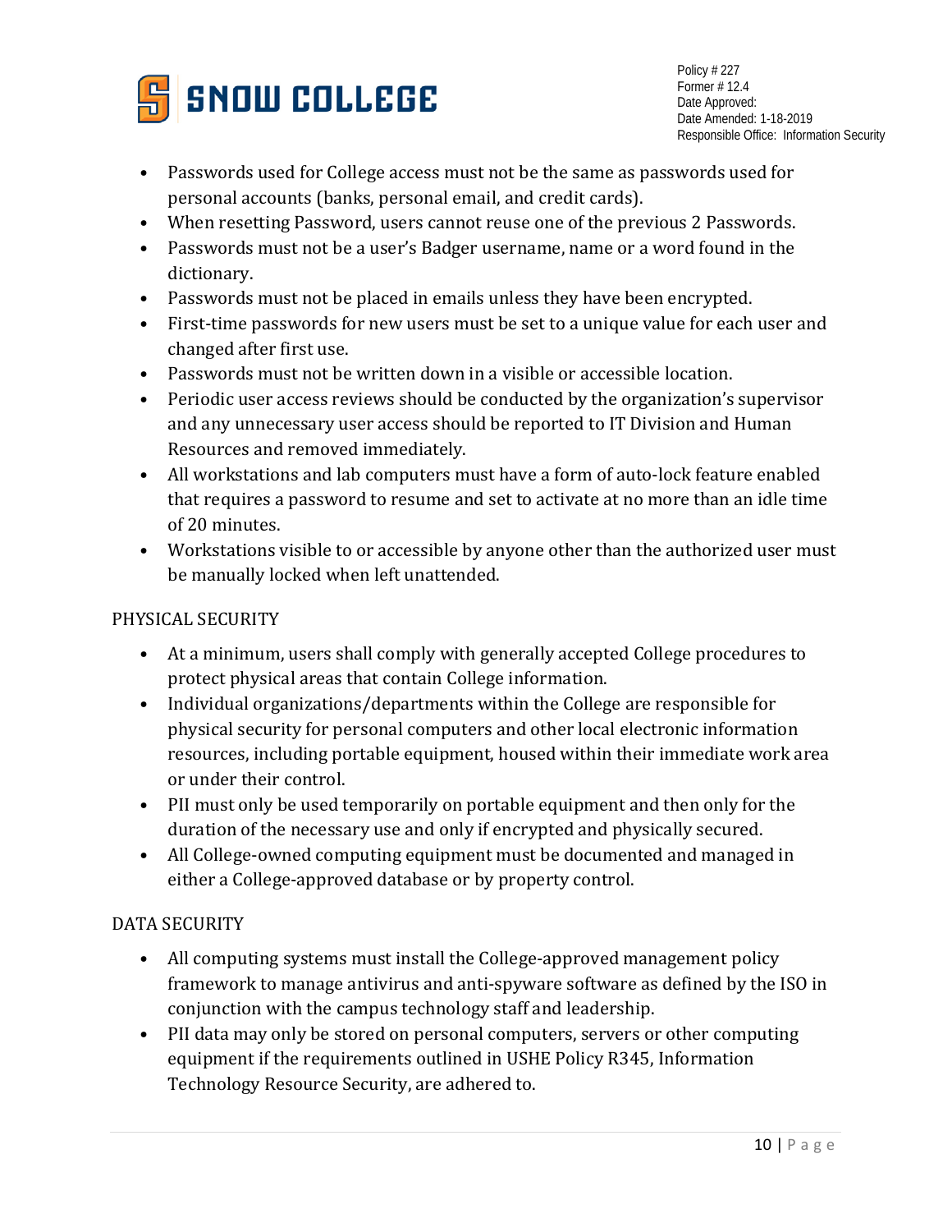- Passwords used for College access must not be the same as passwords used for personal accounts (banks, personal email, and credit cards).
- When resetting Password, users cannot reuse one of the previous 2 Passwords.
- Passwords must not be a user's Badger username, name or a word found in the dictionary.
- Passwords must not be placed in emails unless they have been encrypted.
- First-time passwords for new users must be set to a unique value for each user and changed after first use.
- Passwords must not be written down in a visible or accessible location.
- Periodic user access reviews should be conducted by the organization's supervisor and any unnecessary user access should be reported to IT Division and Human Resources and removed immediately.
- All workstations and lab computers must have a form of auto-lock feature enabled that requires a password to resume and set to activate at no more than an idle time of 20 minutes.
- Workstations visible to or accessible by anyone other than the authorized user must be manually locked when left unattended.

## PHYSICAL SECURITY

- At a minimum, users shall comply with generally accepted College procedures to protect physical areas that contain College information.
- Individual organizations/departments within the College are responsible for physical security for personal computers and other local electronic information resources, including portable equipment, housed within their immediate work area or under their control.
- PII must only be used temporarily on portable equipment and then only for the duration of the necessary use and only if encrypted and physically secured.
- All College-owned computing equipment must be documented and managed in either a College-approved database or by property control.

## DATA SECURITY

- All computing systems must install the College-approved management policy framework to manage antivirus and anti-spyware software as defined by the ISO in conjunction with the campus technology staff and leadership.
- PII data may only be stored on personal computers, servers or other computing equipment if the requirements outlined in USHE Policy R345, Information Technology Resource Security, are adhered to.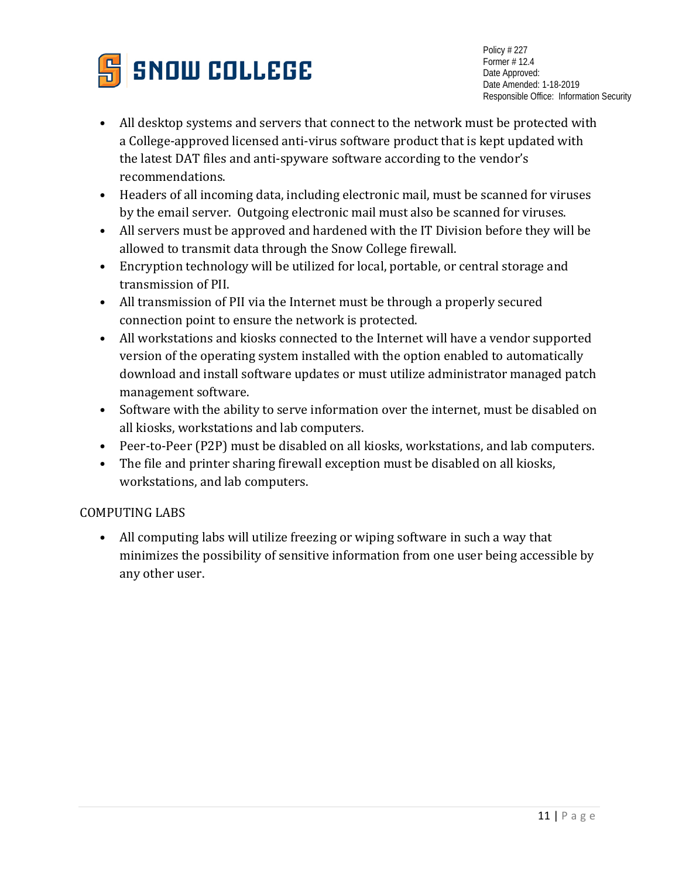- All desktop systems and servers that connect to the network must be protected with a College-approved licensed anti-virus software product that is kept updated with the latest DAT files and anti-spyware software according to the vendor's recommendations.
- Headers of all incoming data, including electronic mail, must be scanned for viruses by the email server. Outgoing electronic mail must also be scanned for viruses.
- All servers must be approved and hardened with the IT Division before they will be allowed to transmit data through the Snow College firewall.
- Encryption technology will be utilized for local, portable, or central storage and transmission of PII.
- All transmission of PII via the Internet must be through a properly secured connection point to ensure the network is protected.
- All workstations and kiosks connected to the Internet will have a vendor supported version of the operating system installed with the option enabled to automatically download and install software updates or must utilize administrator managed patch management software.
- Software with the ability to serve information over the internet, must be disabled on all kiosks, workstations and lab computers.
- Peer-to-Peer (P2P) must be disabled on all kiosks, workstations, and lab computers.
- The file and printer sharing firewall exception must be disabled on all kiosks, workstations, and lab computers.

COMPUTING LABS

- All computing labs will utilize freezing or wiping software in such a way that minimizes the possibility of sensitive information from one user being accessible by any other user.